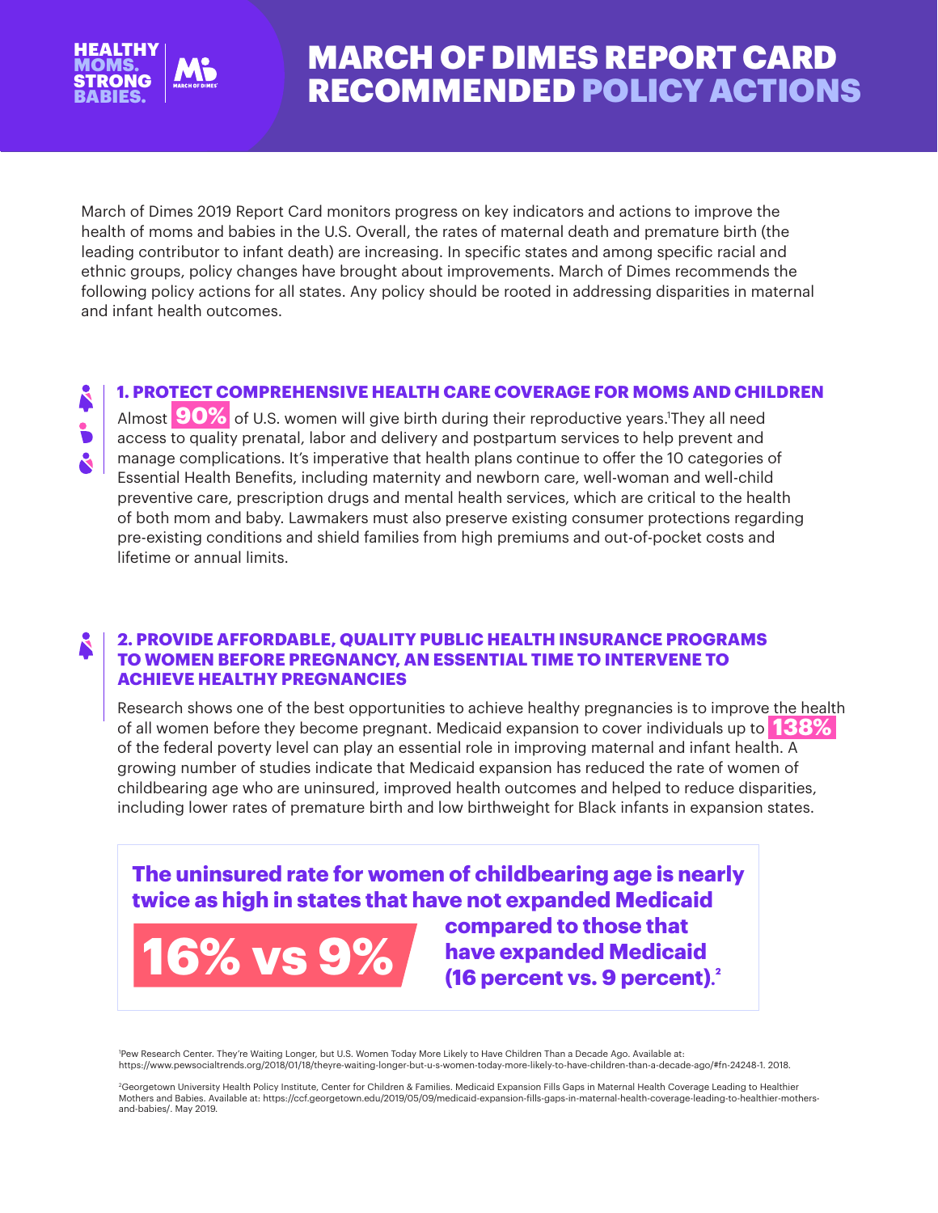HEALTHY MOMS. STRONG BABIES.

# MARCH OF DIMES REPORT CARD RECOMMENDED POLICY ACTIONS

March of Dimes 2019 Report Card monitors progress on key indicators and actions to improve the health of moms and babies in the U.S. Overall, the rates of maternal death and premature birth (the leading contributor to infant death) are increasing. In specific states and among specific racial and ethnic groups, policy changes have brought about improvements. March of Dimes recommends the following policy actions for all states. Any policy should be rooted in addressing disparities in maternal and infant health outcomes.

## 1. PROTECT COMPREHENSIVE HEALTH CARE COVERAGE FOR MOMS AND CHILDREN

Almost **90%** of U.S. women will give birth during their reproductive years.[1] They all need access to quality prenatal, labor and delivery and postpartum services to help prevent and manage complications. It's imperative that health plans continue to offer the 10 categories of Essential Health Benefits, including maternity and newborn care, well-woman and well-child preventive care, prescription drugs and mental health services, which are critical to the health of both mom and baby. Lawmakers must also preserve existing consumer protections regarding pre-existing conditions and shield families from high premiums and out-of-pocket costs and lifetime or annual limits.

## 2. PROVIDE AFFORDABLE, QUALITY PUBLIC HEALTH INSURANCE PROGRAMS TO WOMEN BEFORE PREGNANCY, AN ESSENTIAL TIME TO INTERVENE TO ACHIEVE HEALTHY PREGNANCIES

Research shows one of the best opportunities to achieve healthy pregnancies is to improve the health of all women before they become pregnant. Medicaid expansion to cover individuals up to **138%** of the federal poverty level can play an essential role in improving maternal and infant health. A growing number of studies indicate that Medicaid expansion has reduced the rate of women of childbearing age who are uninsured, improved health outcomes and helped to reduce disparities, including lower rates of premature birth and low birthweight for Black infants in expansion states.

**The uninsured rate for women of childbearing age is nearly twice as high in states that have not expanded Medicaid compared to those that have expanded Medicaid (16 percent vs. 9 percent).[2]**

**16% vs 9%**

[1] Pew Research Center. They're Waiting Longer, but U.S. Women Today More Likely to Have Children Than a Decade Ago. Available at: https://www.pewsocialtrends.org/2018/01/18/theyre-waiting-longer-but-u-s-women-today-more-likely-to-have-children-than-a-decade-ago/#fn-24248-1. 2018.

[2] Georgetown University Health Policy Institute, Center for Children & Families. Medicaid Expansion Fills Gaps in Maternal Health Coverage Leading to Healthier Mothers and Babies. Available at: https://ccf.georgetown.edu/2019/05/09/medicaid-expansion-fills-gaps-in-maternal-health-coverage-leading-to-healthier-mothers-and-babies/. May 2019.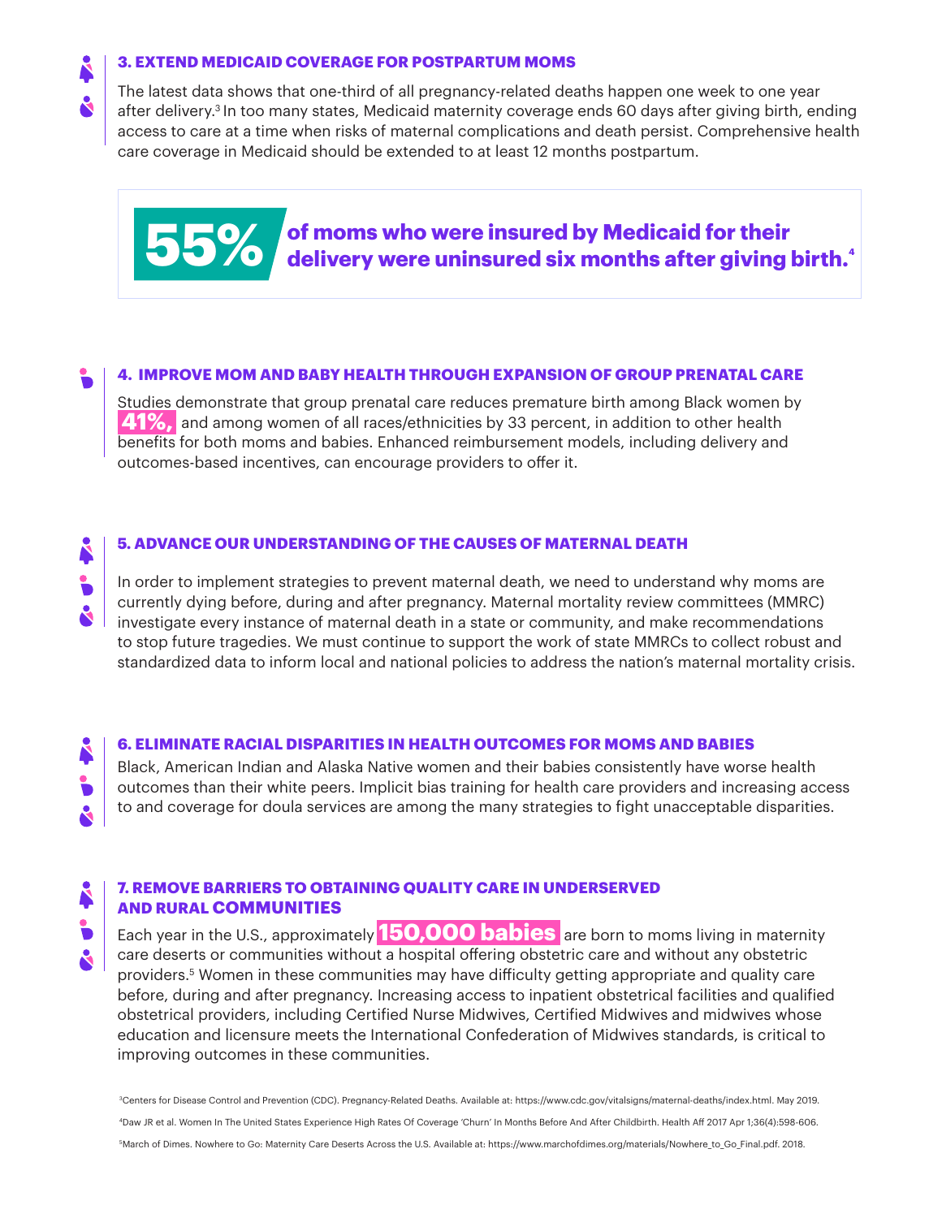### 3. EXTEND MEDICAID COVERAGE FOR POSTPARTUM MOMS

The latest data shows that one-third of all pregnancy-related deaths happen one week to one year after delivery.[3] In too many states, Medicaid maternity coverage ends 60 days after giving birth, ending access to care at a time when risks of maternal complications and death persist. Comprehensive health care coverage in Medicaid should be extended to at least 12 months postpartum.

**55%** **of moms who were insured by Medicaid for their delivery were uninsured six months after giving birth.**[4]

### 4. IMPROVE MOM AND BABY HEALTH THROUGH EXPANSION OF GROUP PRENATAL CARE

Studies demonstrate that group prenatal care reduces premature birth among Black women by **41%,** and among women of all races/ethnicities by 33 percent, in addition to other health benefits for both moms and babies. Enhanced reimbursement models, including delivery and outcomes-based incentives, can encourage providers to offer it.

### 5. ADVANCE OUR UNDERSTANDING OF THE CAUSES OF MATERNAL DEATH

In order to implement strategies to prevent maternal death, we need to understand why moms are currently dying before, during and after pregnancy. Maternal mortality review committees (MMRC) investigate every instance of maternal death in a state or community, and make recommendations to stop future tragedies. We must continue to support the work of state MMRCs to collect robust and standardized data to inform local and national policies to address the nation's maternal mortality crisis.

### 6. ELIMINATE RACIAL DISPARITIES IN HEALTH OUTCOMES FOR MOMS AND BABIES

Black, American Indian and Alaska Native women and their babies consistently have worse health outcomes than their white peers. Implicit bias training for health care providers and increasing access to and coverage for doula services are among the many strategies to fight unacceptable disparities.

### 7. REMOVE BARRIERS TO OBTAINING QUALITY CARE IN UNDERSERVED AND RURAL COMMUNITIES

Each year in the U.S., approximately **150,000 babies** are born to moms living in maternity care deserts or communities without a hospital offering obstetric care and without any obstetric providers.[5] Women in these communities may have difficulty getting appropriate and quality care before, during and after pregnancy. Increasing access to inpatient obstetrical facilities and qualified obstetrical providers, including Certified Nurse Midwives, Certified Midwives and midwives whose education and licensure meets the International Confederation of Midwives standards, is critical to improving outcomes in these communities.

[3]Centers for Disease Control and Prevention (CDC). Pregnancy-Related Deaths. Available at: https://www.cdc.gov/vitalsigns/maternal-deaths/index.html. May 2019.

[4]Daw JR et al. Women In The United States Experience High Rates Of Coverage 'Churn' In Months Before And After Childbirth. Health Aff 2017 Apr 1;36(4):598-606.

[5]March of Dimes. Nowhere to Go: Maternity Care Deserts Across the U.S. Available at: https://www.marchofdimes.org/materials/Nowhere_to_Go_Final.pdf. 2018.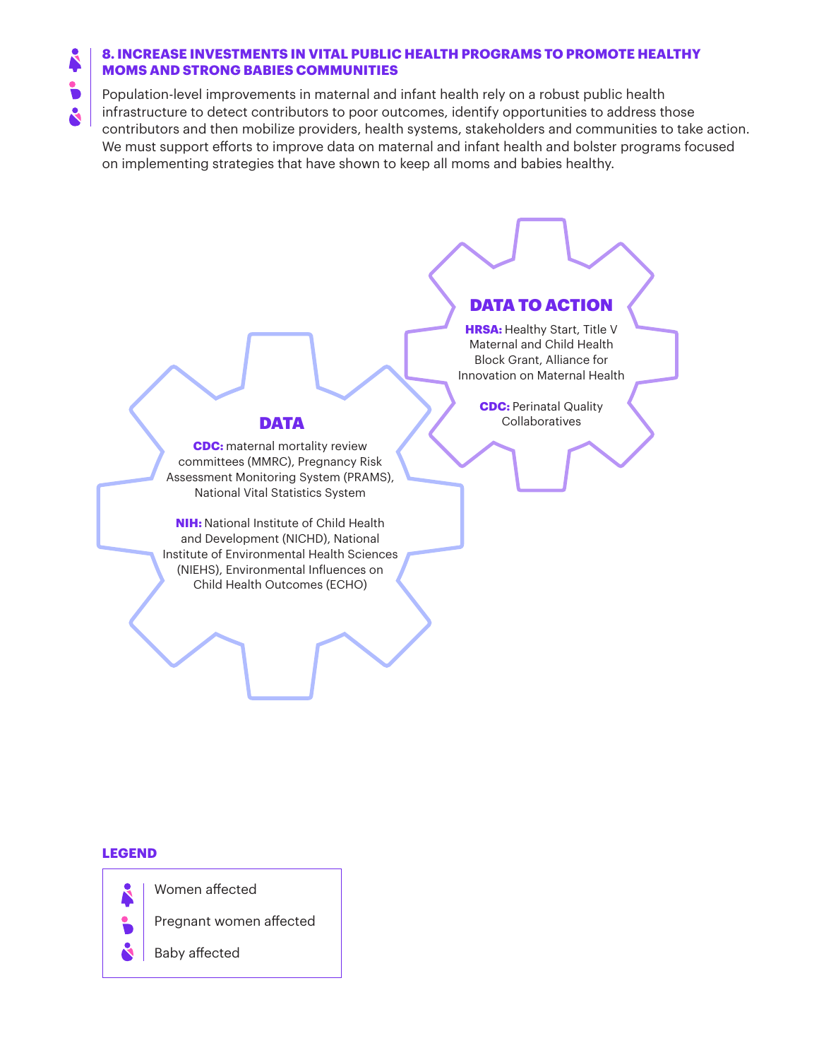### 8. INCREASE INVESTMENTS IN VITAL PUBLIC HEALTH PROGRAMS TO PROMOTE HEALTHY MOMS AND STRONG BABIES COMMUNITIES

Population-level improvements in maternal and infant health rely on a robust public health infrastructure to detect contributors to poor outcomes, identify opportunities to address those contributors and then mobilize providers, health systems, stakeholders and communities to take action. We must support efforts to improve data on maternal and infant health and bolster programs focused on implementing strategies that have shown to keep all moms and babies healthy.

**DATA TO ACTION**

**HRSA:** Healthy Start, Title V Maternal and Child Health Block Grant, Alliance for Innovation on Maternal Health

**CDC:** Perinatal Quality Collaboratives

**DATA**

**CDC:** maternal mortality review committees (MMRC), Pregnancy Risk Assessment Monitoring System (PRAMS), National Vital Statistics System

**NIH:** National Institute of Child Health and Development (NICHD), National Institute of Environmental Health Sciences (NIEHS), Environmental Influences on Child Health Outcomes (ECHO)

**LEGEND**

- Women affected
- Pregnant women affected
- Baby affected